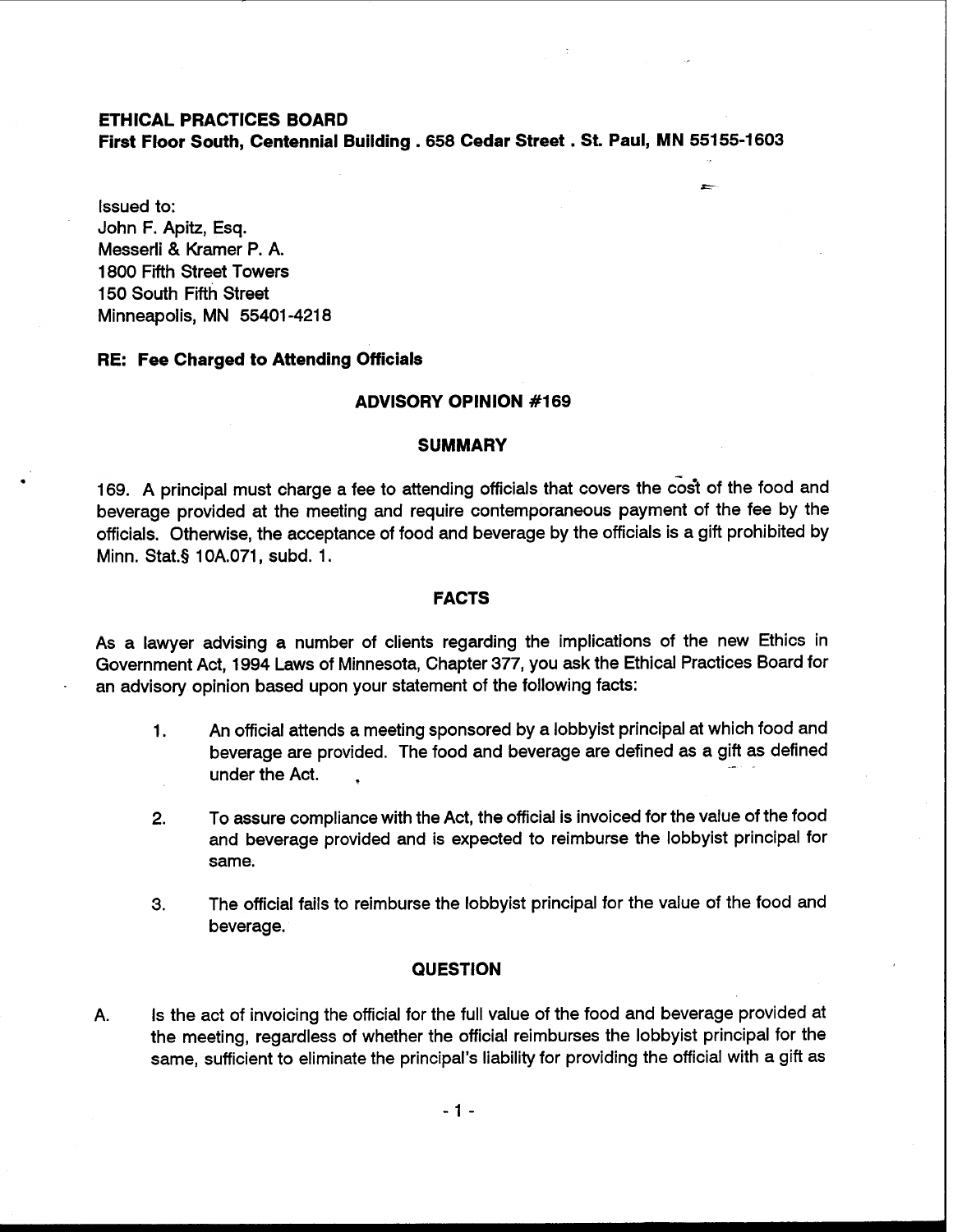**ETHICAL PRACTICES BOARD**
**First Floor South, Centennial Building . 658 Cedar Street . St. Paul, MN 55155-1603**

Issued to:
John F. Apitz, Esq.
Messerli & Kramer P. A.
1800 Fifth Street Towers
150 South Fifth Street
Minneapolis, MN 55401-4218

**RE: Fee Charged to Attending Officials**

## ADVISORY OPINION #169

### SUMMARY

169. A principal must charge a fee to attending officials that covers the cost of the food and beverage provided at the meeting and require contemporaneous payment of the fee by the officials. Otherwise, the acceptance of food and beverage by the officials is a gift prohibited by Minn. Stat.§ 10A.071, subd. 1.

### FACTS

As a lawyer advising a number of clients regarding the implications of the new Ethics in Government Act, 1994 Laws of Minnesota, Chapter 377, you ask the Ethical Practices Board for an advisory opinion based upon your statement of the following facts:

1. An official attends a meeting sponsored by a lobbyist principal at which food and beverage are provided. The food and beverage are defined as a gift as defined under the Act.

2. To assure compliance with the Act, the official is invoiced for the value of the food and beverage provided and is expected to reimburse the lobbyist principal for same.

3. The official fails to reimburse the lobbyist principal for the value of the food and beverage.

### QUESTION

A. Is the act of invoicing the official for the full value of the food and beverage provided at the meeting, regardless of whether the official reimburses the lobbyist principal for the same, sufficient to eliminate the principal's liability for providing the official with a gift as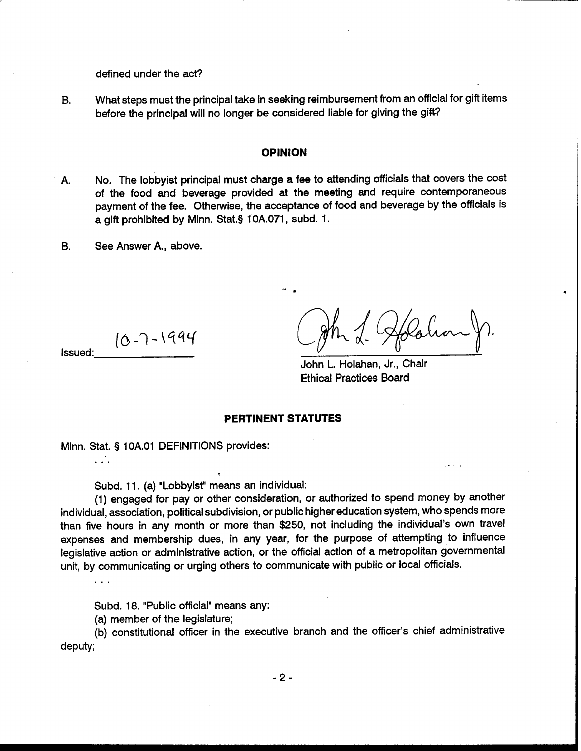defined under the act?

B. What steps must the principal take in seeking reimbursement from an official for gift items before the principal will no longer be considered liable for giving the gift?

## OPINION

A. No. The lobbyist principal must charge a fee to attending officials that covers the cost of the food and beverage provided at the meeting and require contemporaneous payment of the fee. Otherwise, the acceptance of food and beverage by the officials is a gift prohibited by Minn. Stat.§ 10A.071, subd. 1.

B. See Answer A., above.

Issued: 10-7-1994

John L. Holahan, Jr., Chair
Ethical Practices Board

## PERTINENT STATUTES

Minn. Stat. § 10A.01 DEFINITIONS provides:

. . .

Subd. 11. (a) "Lobbyist" means an individual:

(1) engaged for pay or other consideration, or authorized to spend money by another individual, association, political subdivision, or public higher education system, who spends more than five hours in any month or more than $250, not including the individual's own travel expenses and membership dues, in any year, for the purpose of attempting to influence legislative action or administrative action, or the official action of a metropolitan governmental unit, by communicating or urging others to communicate with public or local officials.

. . .

Subd. 18. "Public official" means any:

(a) member of the legislature;

(b) constitutional officer in the executive branch and the officer's chief administrative deputy;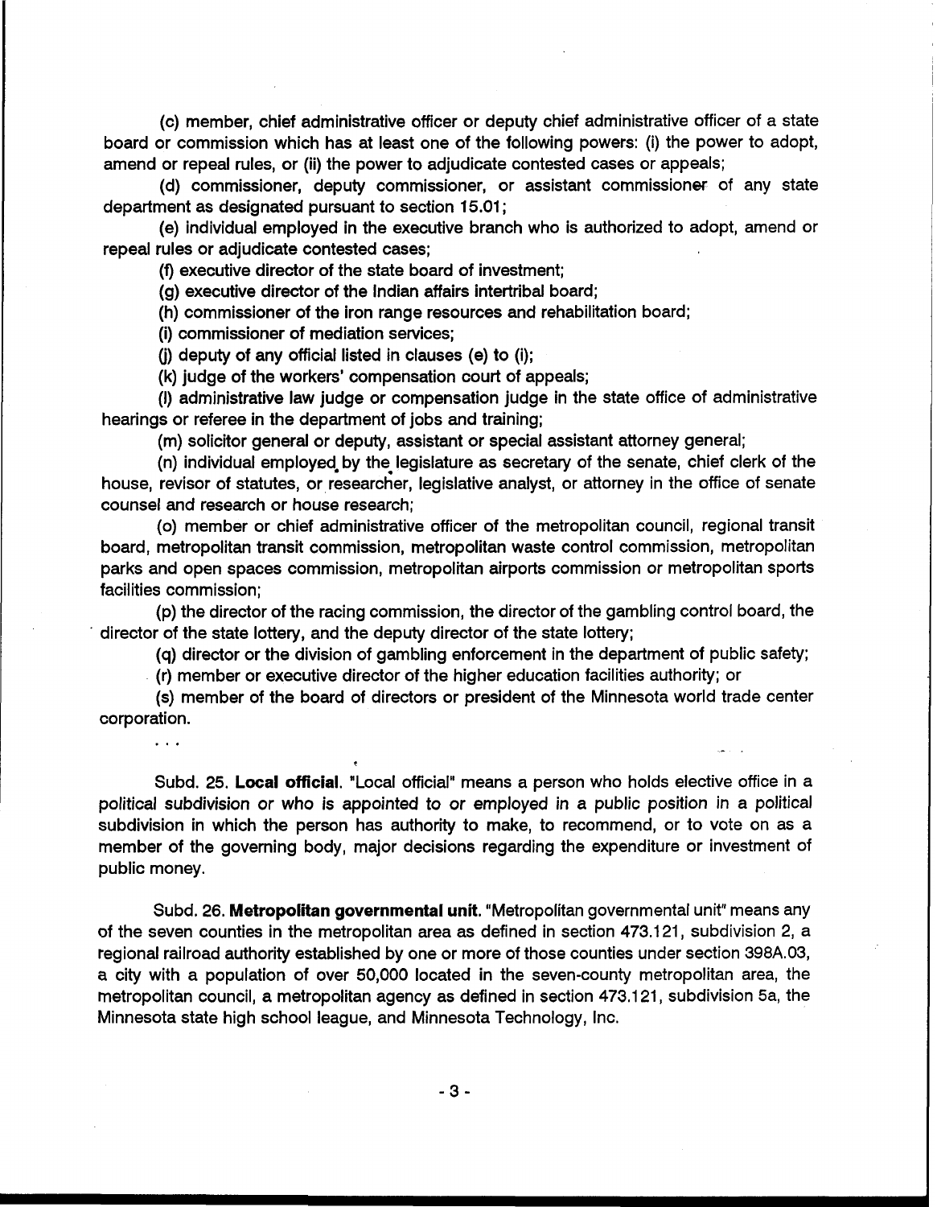(c) member, chief administrative officer or deputy chief administrative officer of a state board or commission which has at least one of the following powers: (i) the power to adopt, amend or repeal rules, or (ii) the power to adjudicate contested cases or appeals;

(d) commissioner, deputy commissioner, or assistant commissioner of any state department as designated pursuant to section 15.01;

(e) individual employed in the executive branch who is authorized to adopt, amend or repeal rules or adjudicate contested cases;

(f) executive director of the state board of investment;

(g) executive director of the Indian affairs intertribal board;

(h) commissioner of the iron range resources and rehabilitation board;

(i) commissioner of mediation services;

(j) deputy of any official listed in clauses (e) to (i);

(k) judge of the workers' compensation court of appeals;

(l) administrative law judge or compensation judge in the state office of administrative hearings or referee in the department of jobs and training;

(m) solicitor general or deputy, assistant or special assistant attorney general;

(n) individual employed by the legislature as secretary of the senate, chief clerk of the house, revisor of statutes, or researcher, legislative analyst, or attorney in the office of senate counsel and research or house research;

(o) member or chief administrative officer of the metropolitan council, regional transit board, metropolitan transit commission, metropolitan waste control commission, metropolitan parks and open spaces commission, metropolitan airports commission or metropolitan sports facilities commission;

(p) the director of the racing commission, the director of the gambling control board, the director of the state lottery, and the deputy director of the state lottery;

(q) director or the division of gambling enforcement in the department of public safety;

(r) member or executive director of the higher education facilities authority; or

(s) member of the board of directors or president of the Minnesota world trade center corporation.

. . .

Subd. 25. **Local official**. "Local official" means a person who holds elective office in a political subdivision or who is appointed to or employed in a public position in a political subdivision in which the person has authority to make, to recommend, or to vote on as a member of the governing body, major decisions regarding the expenditure or investment of public money.

Subd. 26. **Metropolitan governmental unit**. "Metropolitan governmental unit" means any of the seven counties in the metropolitan area as defined in section 473.121, subdivision 2, a regional railroad authority established by one or more of those counties under section 398A.03, a city with a population of over 50,000 located in the seven-county metropolitan area, the metropolitan council, a metropolitan agency as defined in section 473.121, subdivision 5a, the Minnesota state high school league, and Minnesota Technology, Inc.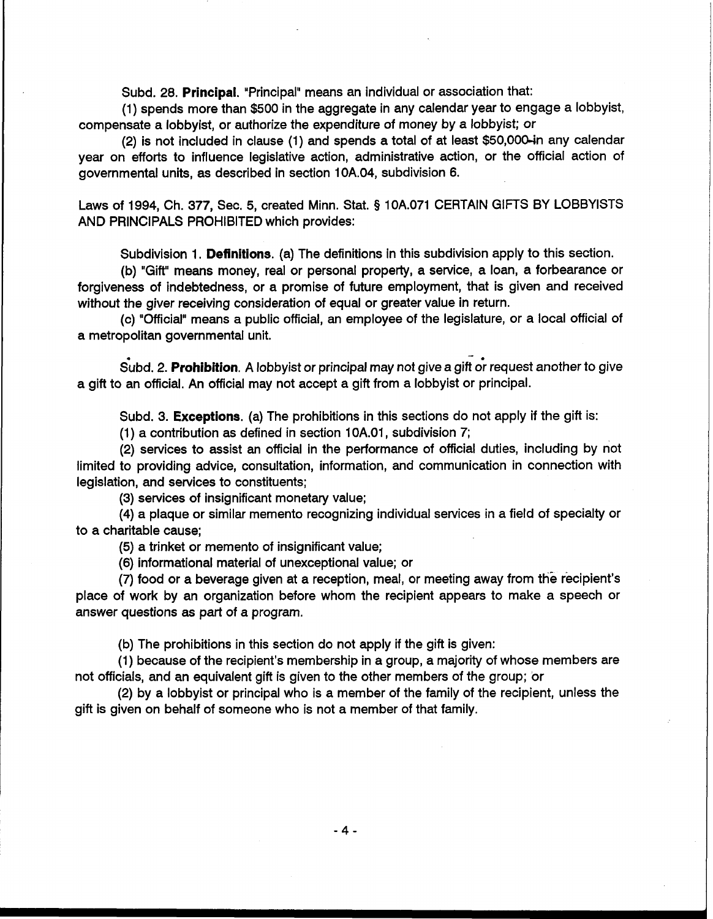Subd. 28. **Principal**. "Principal" means an individual or association that:

(1) spends more than $500 in the aggregate in any calendar year to engage a lobbyist, compensate a lobbyist, or authorize the expenditure of money by a lobbyist; or

(2) is not included in clause (1) and spends a total of at least $50,000 in any calendar year on efforts to influence legislative action, administrative action, or the official action of governmental units, as described in section 10A.04, subdivision 6.

Laws of 1994, Ch. 377, Sec. 5, created Minn. Stat. § 10A.071 CERTAIN GIFTS BY LOBBYISTS AND PRINCIPALS PROHIBITED which provides:

Subdivision 1. **Definitions**. (a) The definitions in this subdivision apply to this section.

(b) "Gift" means money, real or personal property, a service, a loan, a forbearance or forgiveness of indebtedness, or a promise of future employment, that is given and received without the giver receiving consideration of equal or greater value in return.

(c) "Official" means a public official, an employee of the legislature, or a local official of a metropolitan governmental unit.

Subd. 2. **Prohibition**. A lobbyist or principal may not give a gift or request another to give a gift to an official. An official may not accept a gift from a lobbyist or principal.

Subd. 3. **Exceptions**. (a) The prohibitions in this sections do not apply if the gift is:

(1) a contribution as defined in section 10A.01, subdivision 7;

(2) services to assist an official in the performance of official duties, including by not limited to providing advice, consultation, information, and communication in connection with legislation, and services to constituents;

(3) services of insignificant monetary value;

(4) a plaque or similar memento recognizing individual services in a field of specialty or to a charitable cause;

(5) a trinket or memento of insignificant value;

(6) informational material of unexceptional value; or

(7) food or a beverage given at a reception, meal, or meeting away from the recipient's place of work by an organization before whom the recipient appears to make a speech or answer questions as part of a program.

(b) The prohibitions in this section do not apply if the gift is given:

(1) because of the recipient's membership in a group, a majority of whose members are not officials, and an equivalent gift is given to the other members of the group; or

(2) by a lobbyist or principal who is a member of the family of the recipient, unless the gift is given on behalf of someone who is not a member of that family.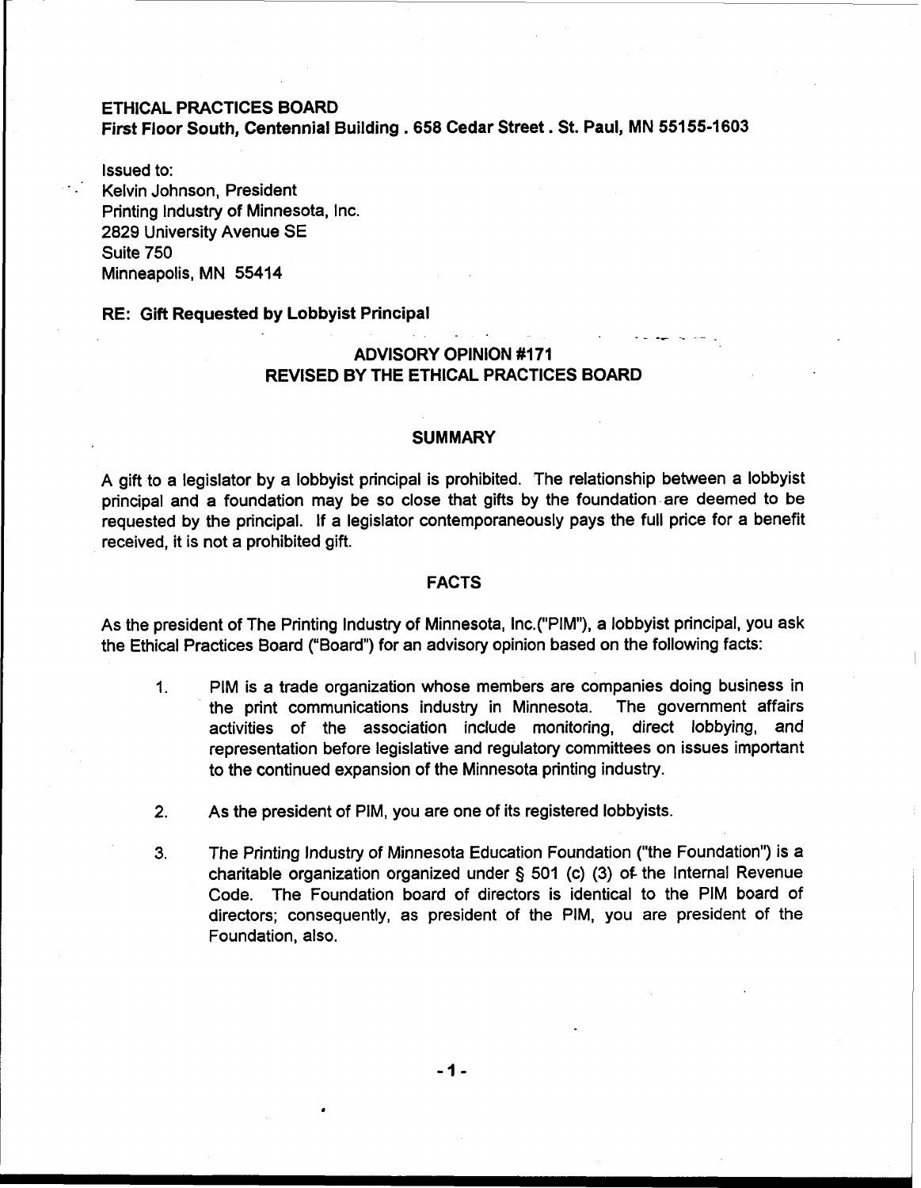**ETHICAL PRACTICES BOARD**
**First Floor South, Centennial Building . 658 Cedar Street . St. Paul, MN 55155-1603**

Issued to:
Kelvin Johnson, President
Printing Industry of Minnesota, Inc.
2829 University Avenue SE
Suite 750
Minneapolis, MN 55414

**RE: Gift Requested by Lobbyist Principal**

## ADVISORY OPINION #171
## REVISED BY THE ETHICAL PRACTICES BOARD

### SUMMARY

A gift to a legislator by a lobbyist principal is prohibited. The relationship between a lobbyist principal and a foundation may be so close that gifts by the foundation are deemed to be requested by the principal. If a legislator contemporaneously pays the full price for a benefit received, it is not a prohibited gift.

### FACTS

As the president of The Printing Industry of Minnesota, Inc.("PIM"), a lobbyist principal, you ask the Ethical Practices Board ("Board") for an advisory opinion based on the following facts:

1. PIM is a trade organization whose members are companies doing business in the print communications industry in Minnesota. The government affairs activities of the association include monitoring, direct lobbying, and representation before legislative and regulatory committees on issues important to the continued expansion of the Minnesota printing industry.

2. As the president of PIM, you are one of its registered lobbyists.

3. The Printing Industry of Minnesota Education Foundation ("the Foundation") is a charitable organization organized under § 501 (c) (3) of the Internal Revenue Code. The Foundation board of directors is identical to the PIM board of directors; consequently, as president of the PIM, you are president of the Foundation, also.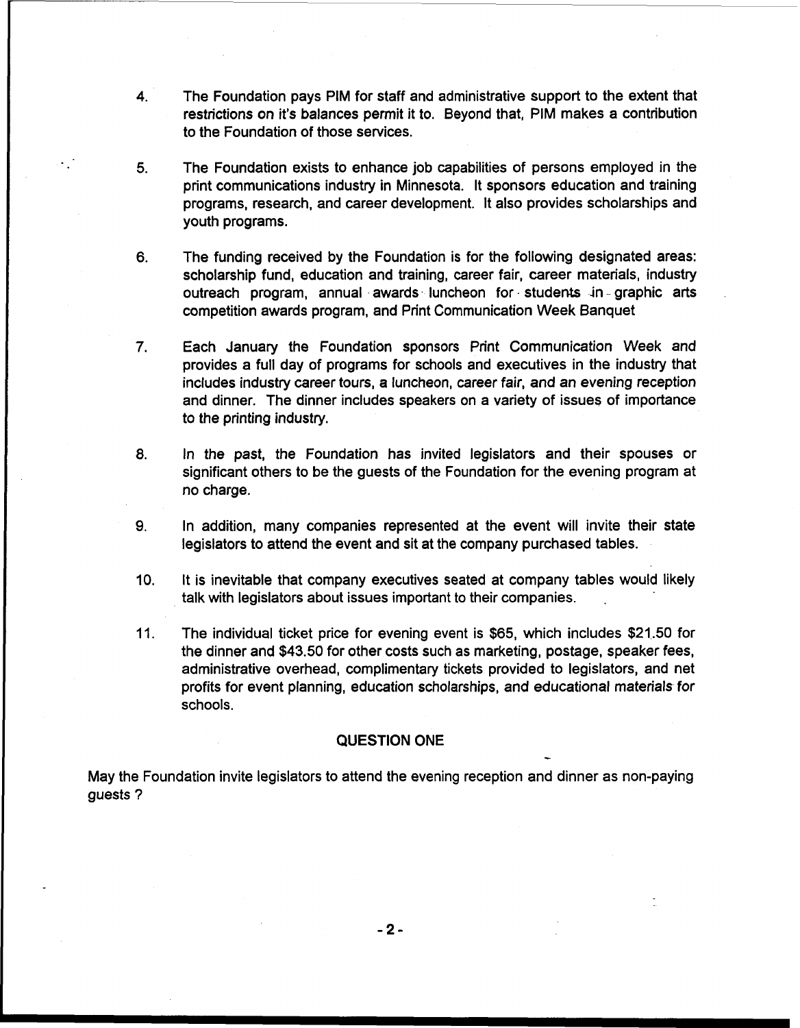4. The Foundation pays PIM for staff and administrative support to the extent that restrictions on it's balances permit it to. Beyond that, PIM makes a contribution to the Foundation of those services.

5. The Foundation exists to enhance job capabilities of persons employed in the print communications industry in Minnesota. It sponsors education and training programs, research, and career development. It also provides scholarships and youth programs.

6. The funding received by the Foundation is for the following designated areas: scholarship fund, education and training, career fair, career materials, industry outreach program, annual awards luncheon for students in graphic arts competition awards program, and Print Communication Week Banquet

7. Each January the Foundation sponsors Print Communication Week and provides a full day of programs for schools and executives in the industry that includes industry career tours, a luncheon, career fair, and an evening reception and dinner. The dinner includes speakers on a variety of issues of importance to the printing industry.

8. In the past, the Foundation has invited legislators and their spouses or significant others to be the guests of the Foundation for the evening program at no charge.

9. In addition, many companies represented at the event will invite their state legislators to attend the event and sit at the company purchased tables.

10. It is inevitable that company executives seated at company tables would likely talk with legislators about issues important to their companies.

11. The individual ticket price for evening event is $65, which includes $21.50 for the dinner and $43.50 for other costs such as marketing, postage, speaker fees, administrative overhead, complimentary tickets provided to legislators, and net profits for event planning, education scholarships, and educational materials for schools.

## QUESTION ONE

May the Foundation invite legislators to attend the evening reception and dinner as non-paying guests ?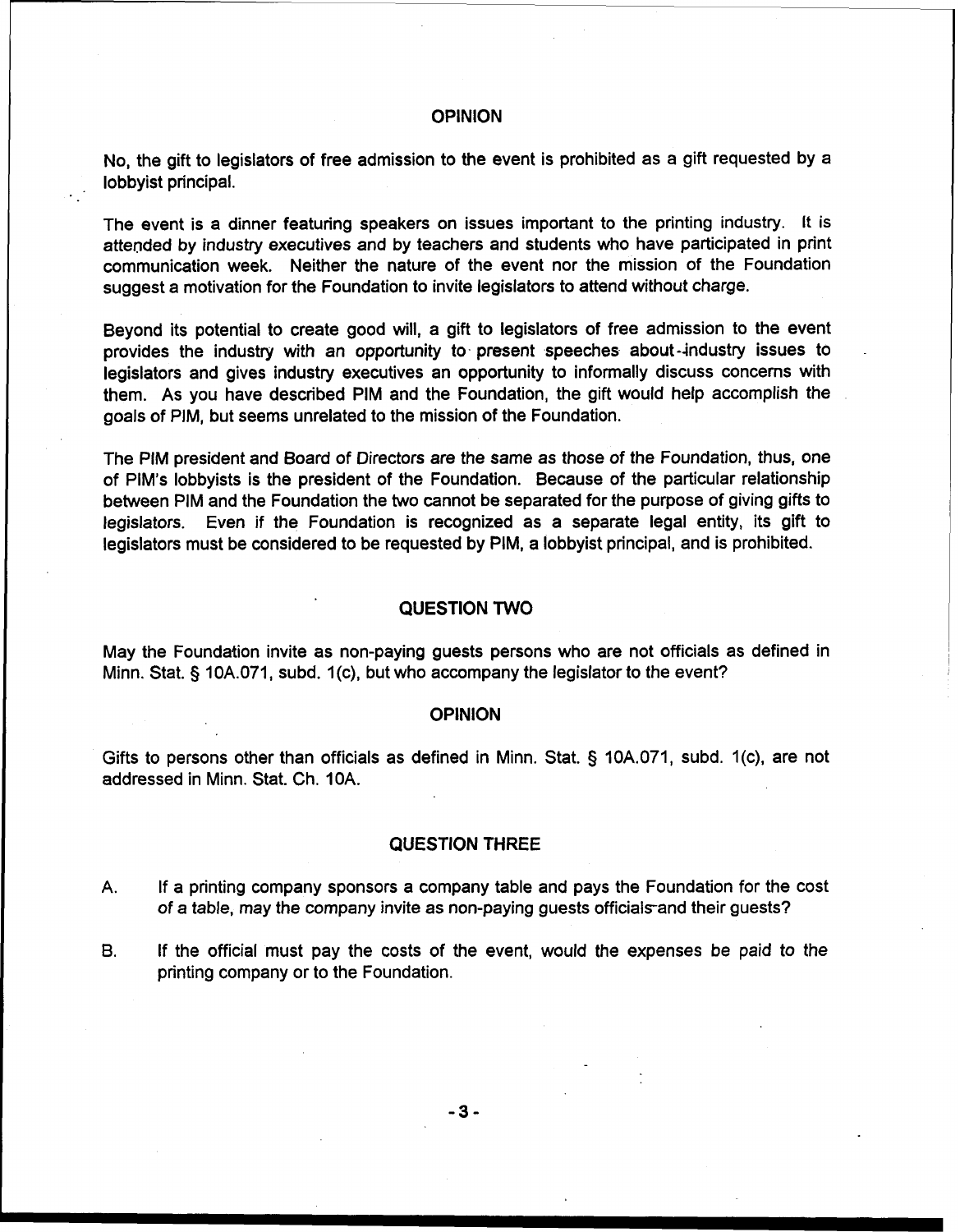## OPINION

No, the gift to legislators of free admission to the event is prohibited as a gift requested by a lobbyist principal.

The event is a dinner featuring speakers on issues important to the printing industry. It is attended by industry executives and by teachers and students who have participated in print communication week. Neither the nature of the event nor the mission of the Foundation suggest a motivation for the Foundation to invite legislators to attend without charge.

Beyond its potential to create good will, a gift to legislators of free admission to the event provides the industry with an opportunity to present speeches about industry issues to legislators and gives industry executives an opportunity to informally discuss concerns with them. As you have described PIM and the Foundation, the gift would help accomplish the goals of PIM, but seems unrelated to the mission of the Foundation.

The PIM president and Board of Directors are the same as those of the Foundation, thus, one of PIM's lobbyists is the president of the Foundation. Because of the particular relationship between PIM and the Foundation the two cannot be separated for the purpose of giving gifts to legislators. Even if the Foundation is recognized as a separate legal entity, its gift to legislators must be considered to be requested by PIM, a lobbyist principal, and is prohibited.

## QUESTION TWO

May the Foundation invite as non-paying guests persons who are not officials as defined in Minn. Stat. § 10A.071, subd. 1(c), but who accompany the legislator to the event?

## OPINION

Gifts to persons other than officials as defined in Minn. Stat. § 10A.071, subd. 1(c), are not addressed in Minn. Stat. Ch. 10A.

## QUESTION THREE

A. If a printing company sponsors a company table and pays the Foundation for the cost of a table, may the company invite as non-paying guests officials and their guests?

B. If the official must pay the costs of the event, would the expenses be paid to the printing company or to the Foundation.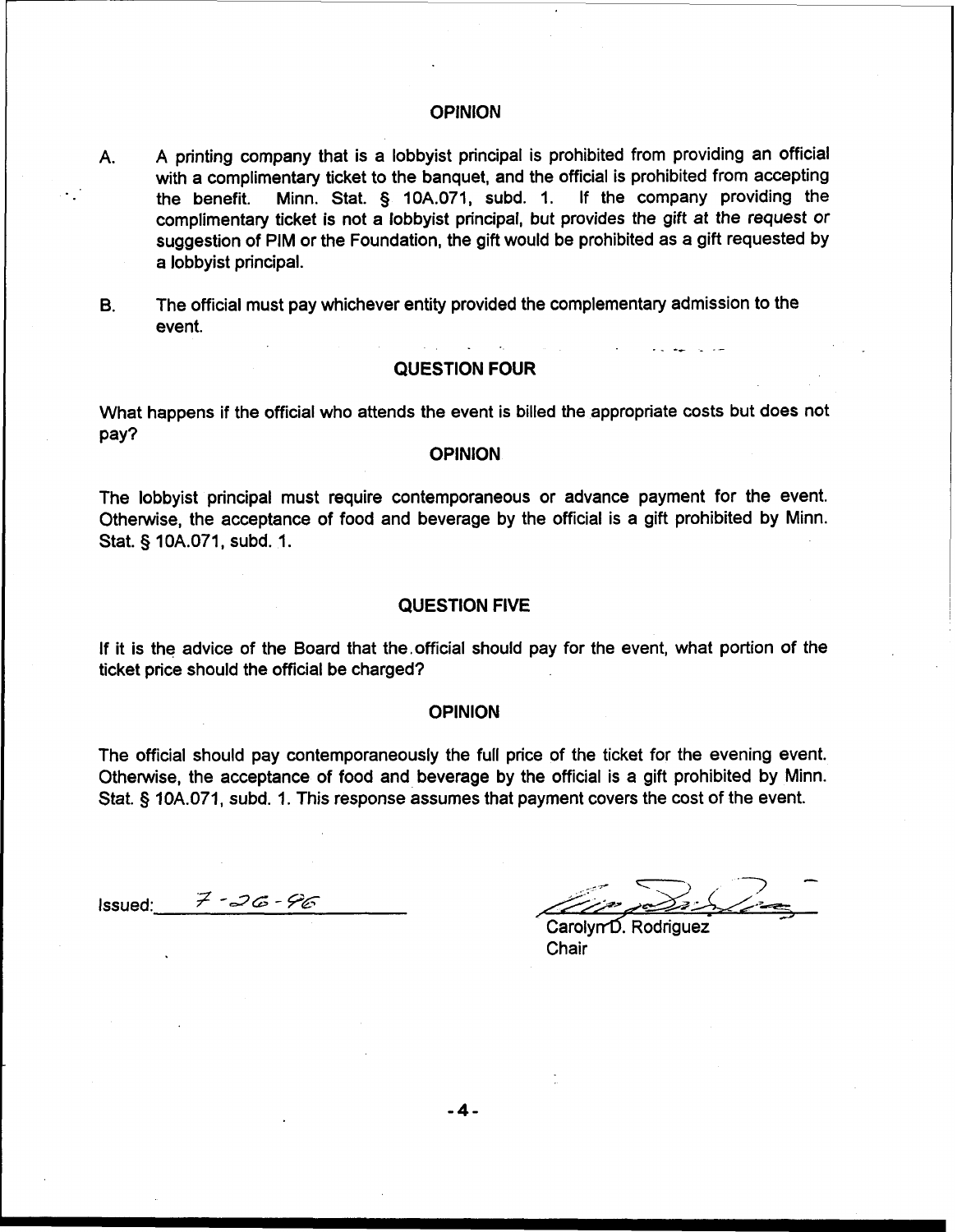## OPINION

A. A printing company that is a lobbyist principal is prohibited from providing an official with a complimentary ticket to the banquet, and the official is prohibited from accepting the benefit. Minn. Stat. § 10A.071, subd. 1. If the company providing the complimentary ticket is not a lobbyist principal, but provides the gift at the request or suggestion of PIM or the Foundation, the gift would be prohibited as a gift requested by a lobbyist principal.

B. The official must pay whichever entity provided the complementary admission to the event.

## QUESTION FOUR

What happens if the official who attends the event is billed the appropriate costs but does not pay?

## OPINION

The lobbyist principal must require contemporaneous or advance payment for the event. Otherwise, the acceptance of food and beverage by the official is a gift prohibited by Minn. Stat. § 10A.071, subd. 1.

## QUESTION FIVE

If it is the advice of the Board that the official should pay for the event, what portion of the ticket price should the official be charged?

## OPINION

The official should pay contemporaneously the full price of the ticket for the evening event. Otherwise, the acceptance of food and beverage by the official is a gift prohibited by Minn. Stat. § 10A.071, subd. 1. This response assumes that payment covers the cost of the event.

Issued: 7-26-96

Carolyn D. Rodriguez
Chair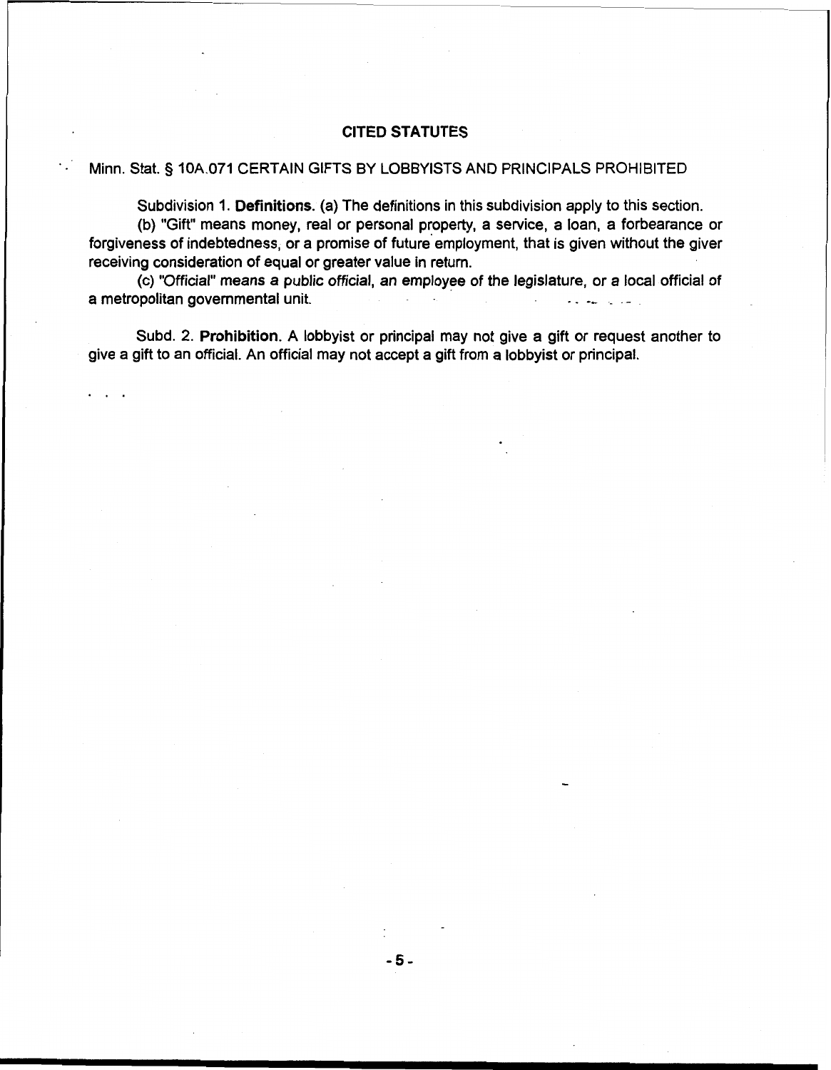## CITED STATUTES

Minn. Stat. § 10A.071 CERTAIN GIFTS BY LOBBYISTS AND PRINCIPALS PROHIBITED

Subdivision 1. **Definitions.** (a) The definitions in this subdivision apply to this section.

(b) "Gift" means money, real or personal property, a service, a loan, a forbearance or forgiveness of indebtedness, or a promise of future employment, that is given without the giver receiving consideration of equal or greater value in return.

(c) "Official" means a public official, an employee of the legislature, or a local official of a metropolitan governmental unit.

Subd. 2. **Prohibition.** A lobbyist or principal may not give a gift or request another to give a gift to an official. An official may not accept a gift from a lobbyist or principal.

. . .